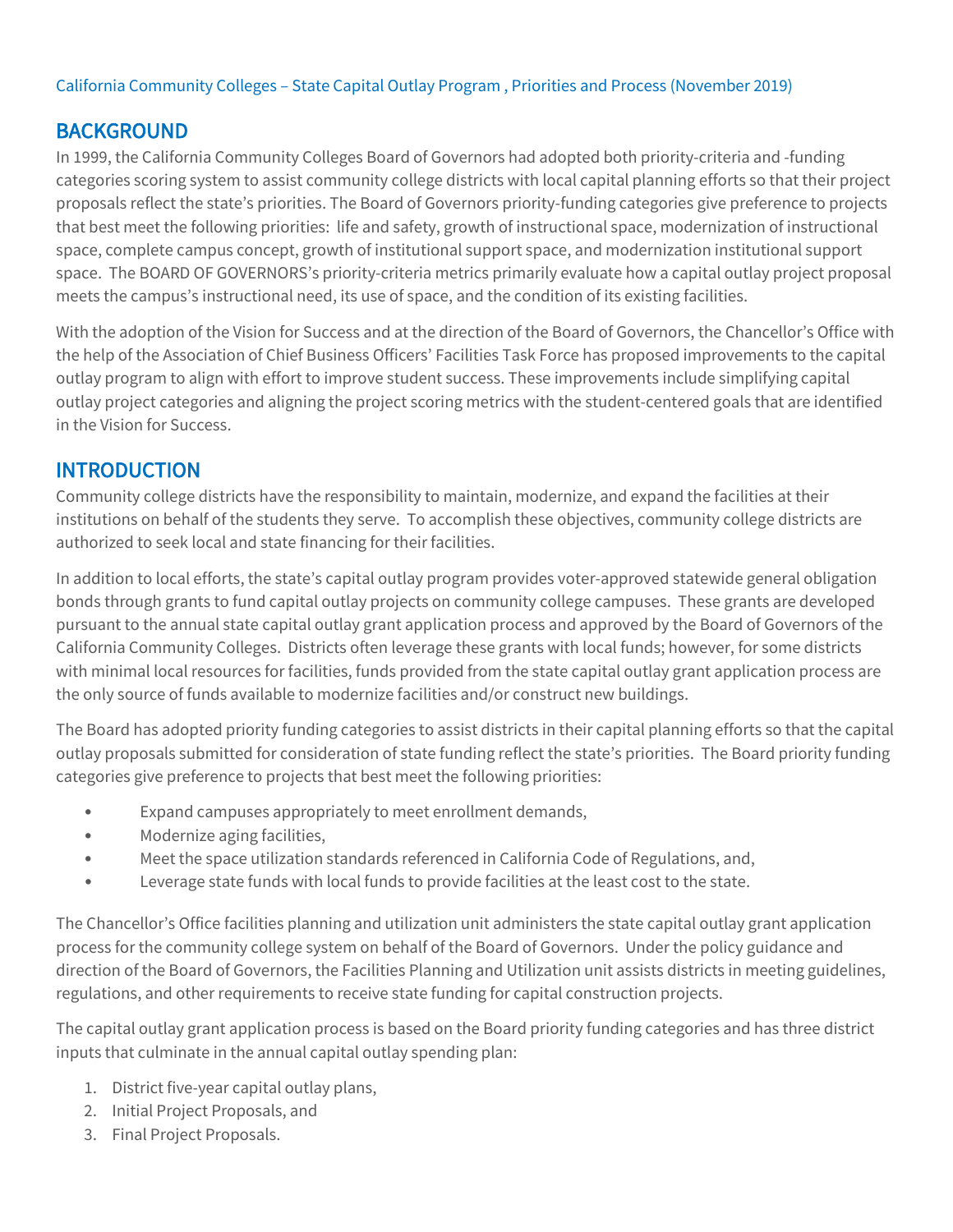California Community Colleges – State Capital Outlay Program , Priorities and Process (November 2019)

## BACKGROUND

In 1999, the California Community Colleges Board of Governors had adopted both priority-criteria and -funding categories scoring system to assist community college districts with local capital planning efforts so that their project proposals reflect the state's priorities. The Board of Governors priority-funding categories give preference to projects that best meet the following priorities:  life and safety, growth of instructional space, modernization of instructional space, complete campus concept, growth of institutional support space, and modernization institutional support space.  The BOARD OF GOVERNORS's priority-criteria metrics primarily evaluate how a capital outlay project proposal meets the campus's instructional need, its use of space, and the condition of its existing facilities.

With the adoption of the Vision for Success and at the direction of the Board of Governors, the Chancellor's Office with the help of the Association of Chief Business Officers' Facilities Task Force has proposed improvements to the capital outlay program to align with effort to improve student success. These improvements include simplifying capital outlay project categories and aligning the project scoring metrics with the student-centered goals that are identified in the Vision for Success.

## INTRODUCTION

Community college districts have the responsibility to maintain, modernize, and expand the facilities at their institutions on behalf of the students they serve.  To accomplish these objectives, community college districts are authorized to seek local and state financing for their facilities.

In addition to local efforts, the state's capital outlay program provides voter-approved statewide general obligation bonds through grants to fund capital outlay projects on community college campuses.  These grants are developed pursuant to the annual state capital outlay grant application process and approved by the Board of Governors of the California Community Colleges.  Districts often leverage these grants with local funds; however, for some districts with minimal local resources for facilities, funds provided from the state capital outlay grant application process are the only source of funds available to modernize facilities and/or construct new buildings.

The Board has adopted priority funding categories to assist districts in their capital planning efforts so that the capital outlay proposals submitted for consideration of state funding reflect the state's priorities.  The Board priority funding categories give preference to projects that best meet the following priorities:

- Expand campuses appropriately to meet enrollment demands,
- Modernize aging facilities,
- Meet the space utilization standards referenced in California Code of Regulations, and,
- Leverage state funds with local funds to provide facilities at the least cost to the state.

The Chancellor's Office facilities planning and utilization unit administers the state capital outlay grant application process for the community college system on behalf of the Board of Governors.  Under the policy guidance and direction of the Board of Governors, the Facilities Planning and Utilization unit assists districts in meeting guidelines, regulations, and other requirements to receive state funding for capital construction projects.

The capital outlay grant application process is based on the Board priority funding categories and has three district inputs that culminate in the annual capital outlay spending plan:

1. District five-year capital outlay plans,
2. Initial Project Proposals, and
3. Final Project Proposals.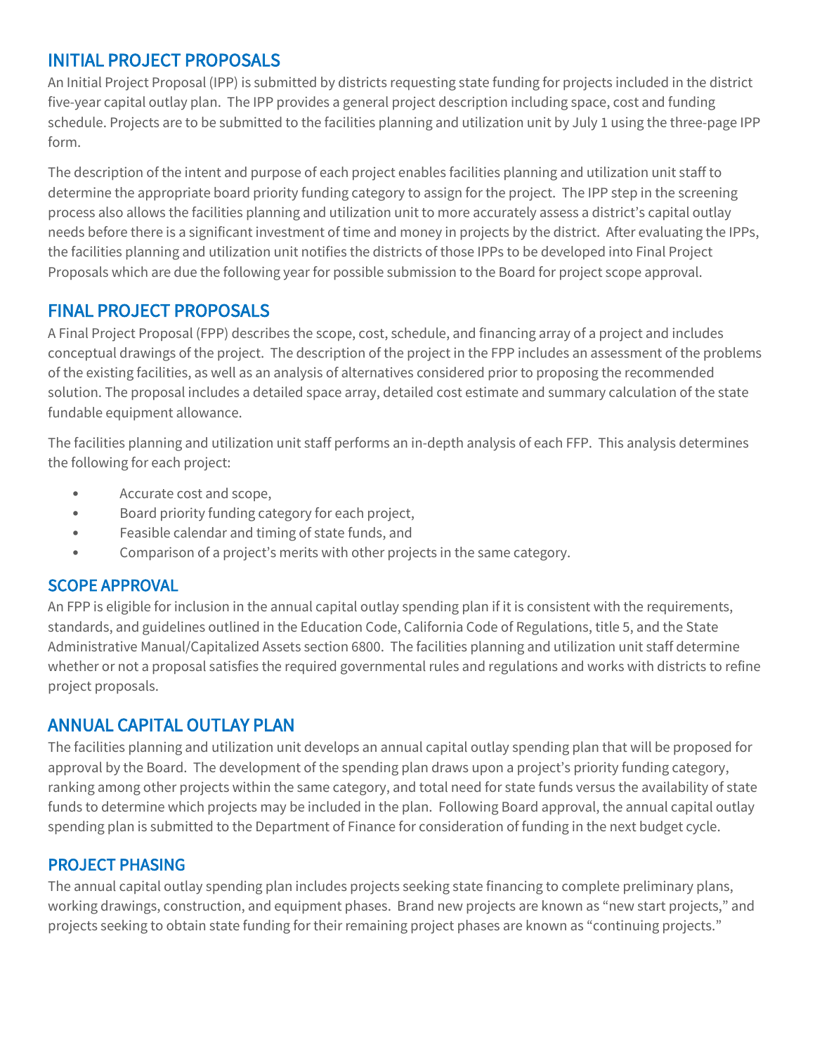## INITIAL PROJECT PROPOSALS

An Initial Project Proposal (IPP) is submitted by districts requesting state funding for projects included in the district five-year capital outlay plan. The IPP provides a general project description including space, cost and funding schedule. Projects are to be submitted to the facilities planning and utilization unit by July 1 using the three-page IPP form.

The description of the intent and purpose of each project enables facilities planning and utilization unit staff to determine the appropriate board priority funding category to assign for the project. The IPP step in the screening process also allows the facilities planning and utilization unit to more accurately assess a district's capital outlay needs before there is a significant investment of time and money in projects by the district. After evaluating the IPPs, the facilities planning and utilization unit notifies the districts of those IPPs to be developed into Final Project Proposals which are due the following year for possible submission to the Board for project scope approval.

## FINAL PROJECT PROPOSALS

A Final Project Proposal (FPP) describes the scope, cost, schedule, and financing array of a project and includes conceptual drawings of the project. The description of the project in the FPP includes an assessment of the problems of the existing facilities, as well as an analysis of alternatives considered prior to proposing the recommended solution. The proposal includes a detailed space array, detailed cost estimate and summary calculation of the state fundable equipment allowance.

The facilities planning and utilization unit staff performs an in-depth analysis of each FPP. This analysis determines the following for each project:

- Accurate cost and scope,
- Board priority funding category for each project,
- Feasible calendar and timing of state funds, and
- Comparison of a project's merits with other projects in the same category.

## SCOPE APPROVAL

An FPP is eligible for inclusion in the annual capital outlay spending plan if it is consistent with the requirements, standards, and guidelines outlined in the Education Code, California Code of Regulations, title 5, and the State Administrative Manual/Capitalized Assets section 6800. The facilities planning and utilization unit staff determine whether or not a proposal satisfies the required governmental rules and regulations and works with districts to refine project proposals.

## ANNUAL CAPITAL OUTLAY PLAN

The facilities planning and utilization unit develops an annual capital outlay spending plan that will be proposed for approval by the Board. The development of the spending plan draws upon a project's priority funding category, ranking among other projects within the same category, and total need for state funds versus the availability of state funds to determine which projects may be included in the plan. Following Board approval, the annual capital outlay spending plan is submitted to the Department of Finance for consideration of funding in the next budget cycle.

## PROJECT PHASING

The annual capital outlay spending plan includes projects seeking state financing to complete preliminary plans, working drawings, construction, and equipment phases. Brand new projects are known as "new start projects," and projects seeking to obtain state funding for their remaining project phases are known as "continuing projects."